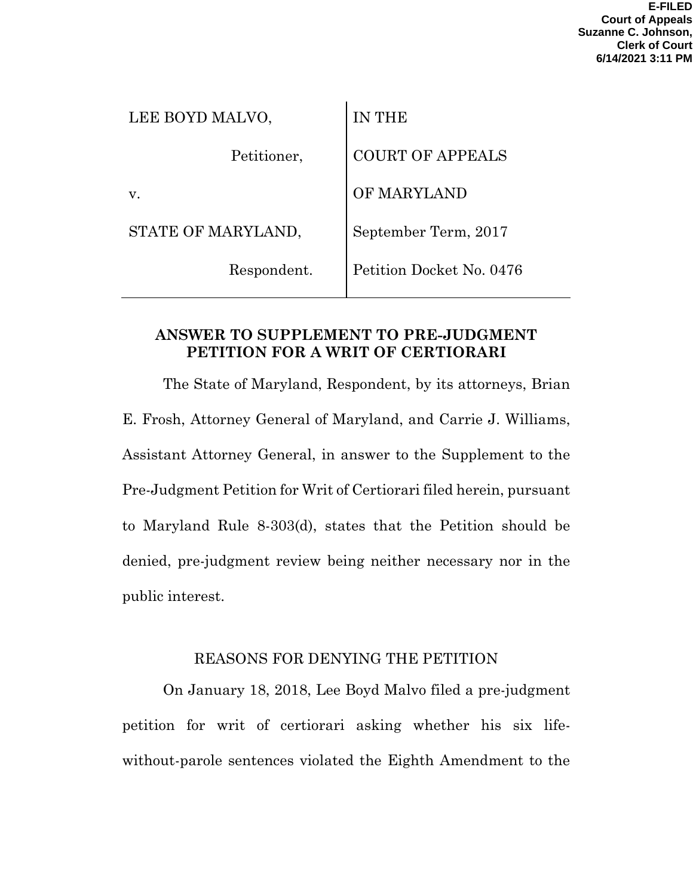E-FILED
Court of Appeals
Suzanne C. Johnson,
Clerk of Court
6/14/2021 3:11 PM

| LEE BOYD MALVO, | IN THE |
| --- | --- |
| Petitioner, | COURT OF APPEALS |
| v. | OF MARYLAND |
| STATE OF MARYLAND, | September Term, 2017 |
| Respondent. | Petition Docket No. 0476 |

**ANSWER TO SUPPLEMENT TO PRE-JUDGMENT PETITION FOR A WRIT OF CERTIORARI**

The State of Maryland, Respondent, by its attorneys, Brian E. Frosh, Attorney General of Maryland, and Carrie J. Williams, Assistant Attorney General, in answer to the Supplement to the Pre-Judgment Petition for Writ of Certiorari filed herein, pursuant to Maryland Rule 8-303(d), states that the Petition should be denied, pre-judgment review being neither necessary nor in the public interest.

REASONS FOR DENYING THE PETITION

On January 18, 2018, Lee Boyd Malvo filed a pre-judgment petition for writ of certiorari asking whether his six life-without-parole sentences violated the Eighth Amendment to the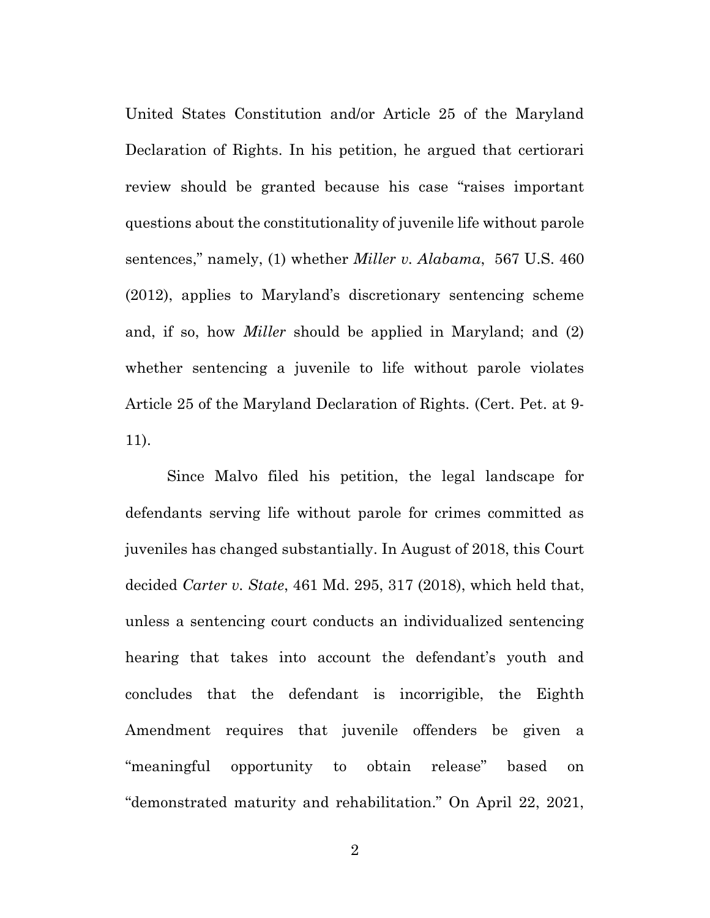United States Constitution and/or Article 25 of the Maryland Declaration of Rights. In his petition, he argued that certiorari review should be granted because his case "raises important questions about the constitutionality of juvenile life without parole sentences," namely, (1) whether *Miller v. Alabama*, 567 U.S. 460 (2012), applies to Maryland's discretionary sentencing scheme and, if so, how *Miller* should be applied in Maryland; and (2) whether sentencing a juvenile to life without parole violates Article 25 of the Maryland Declaration of Rights. (Cert. Pet. at 9-11).

Since Malvo filed his petition, the legal landscape for defendants serving life without parole for crimes committed as juveniles has changed substantially. In August of 2018, this Court decided *Carter v. State*, 461 Md. 295, 317 (2018), which held that, unless a sentencing court conducts an individualized sentencing hearing that takes into account the defendant's youth and concludes that the defendant is incorrigible, the Eighth Amendment requires that juvenile offenders be given a "meaningful opportunity to obtain release" based on "demonstrated maturity and rehabilitation." On April 22, 2021,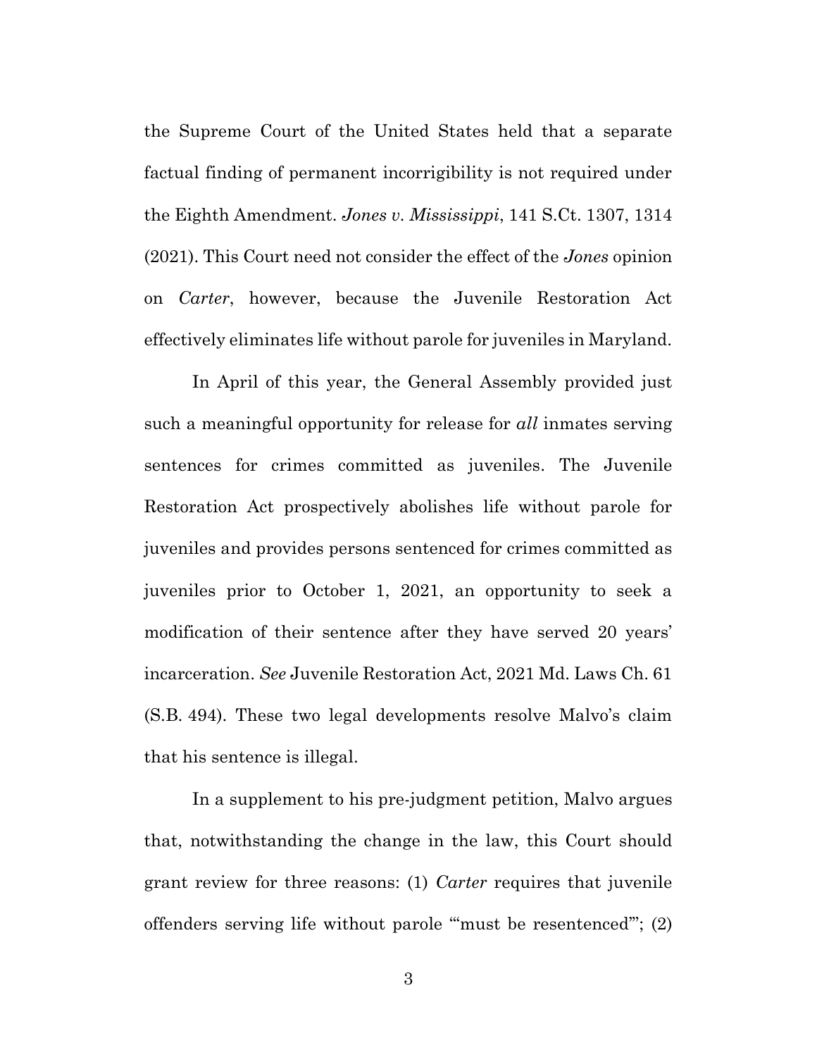the Supreme Court of the United States held that a separate factual finding of permanent incorrigibility is not required under the Eighth Amendment. *Jones v. Mississippi*, 141 S.Ct. 1307, 1314 (2021). This Court need not consider the effect of the *Jones* opinion on *Carter*, however, because the Juvenile Restoration Act effectively eliminates life without parole for juveniles in Maryland.

In April of this year, the General Assembly provided just such a meaningful opportunity for release for *all* inmates serving sentences for crimes committed as juveniles. The Juvenile Restoration Act prospectively abolishes life without parole for juveniles and provides persons sentenced for crimes committed as juveniles prior to October 1, 2021, an opportunity to seek a modification of their sentence after they have served 20 years' incarceration. *See* Juvenile Restoration Act, 2021 Md. Laws Ch. 61 (S.B. 494). These two legal developments resolve Malvo's claim that his sentence is illegal.

In a supplement to his pre-judgment petition, Malvo argues that, notwithstanding the change in the law, this Court should grant review for three reasons: (1) *Carter* requires that juvenile offenders serving life without parole "'must be resentenced'"; (2)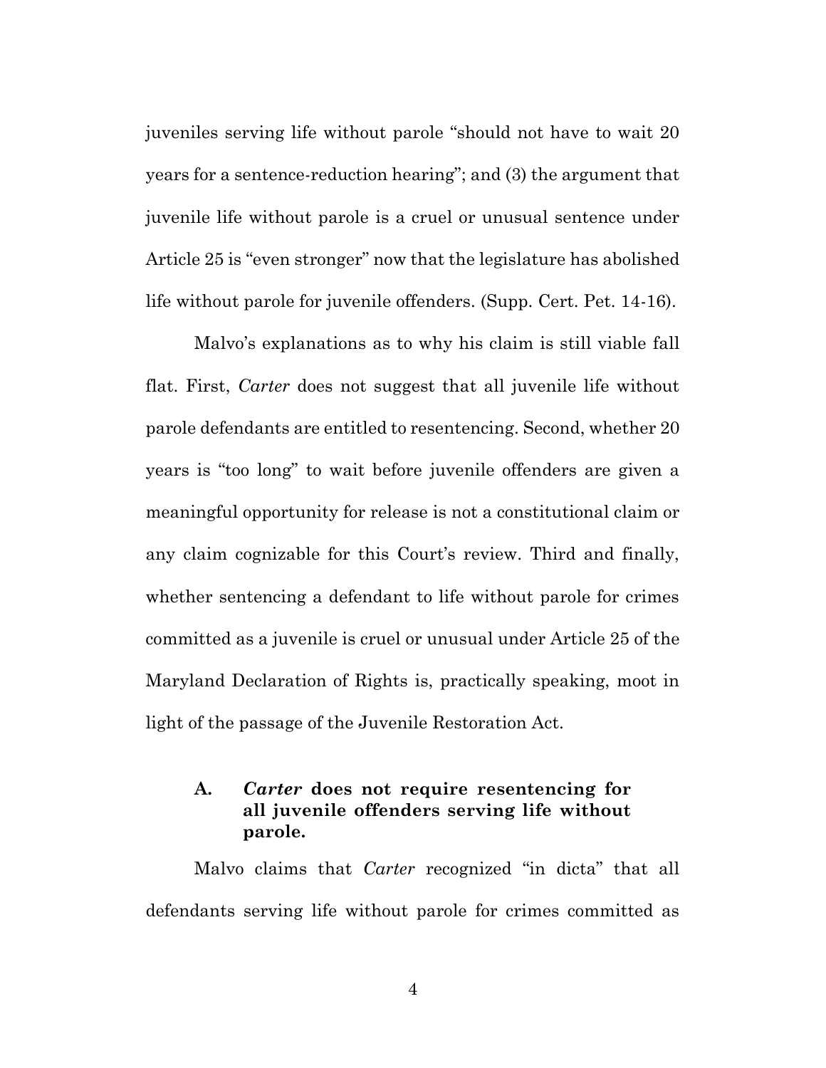juveniles serving life without parole "should not have to wait 20 years for a sentence-reduction hearing"; and (3) the argument that juvenile life without parole is a cruel or unusual sentence under Article 25 is "even stronger" now that the legislature has abolished life without parole for juvenile offenders. (Supp. Cert. Pet. 14-16).

Malvo's explanations as to why his claim is still viable fall flat. First, *Carter* does not suggest that all juvenile life without parole defendants are entitled to resentencing. Second, whether 20 years is "too long" to wait before juvenile offenders are given a meaningful opportunity for release is not a constitutional claim or any claim cognizable for this Court's review. Third and finally, whether sentencing a defendant to life without parole for crimes committed as a juvenile is cruel or unusual under Article 25 of the Maryland Declaration of Rights is, practically speaking, moot in light of the passage of the Juvenile Restoration Act.

### A. *Carter* does not require resentencing for all juvenile offenders serving life without parole.

Malvo claims that *Carter* recognized "in dicta" that all defendants serving life without parole for crimes committed as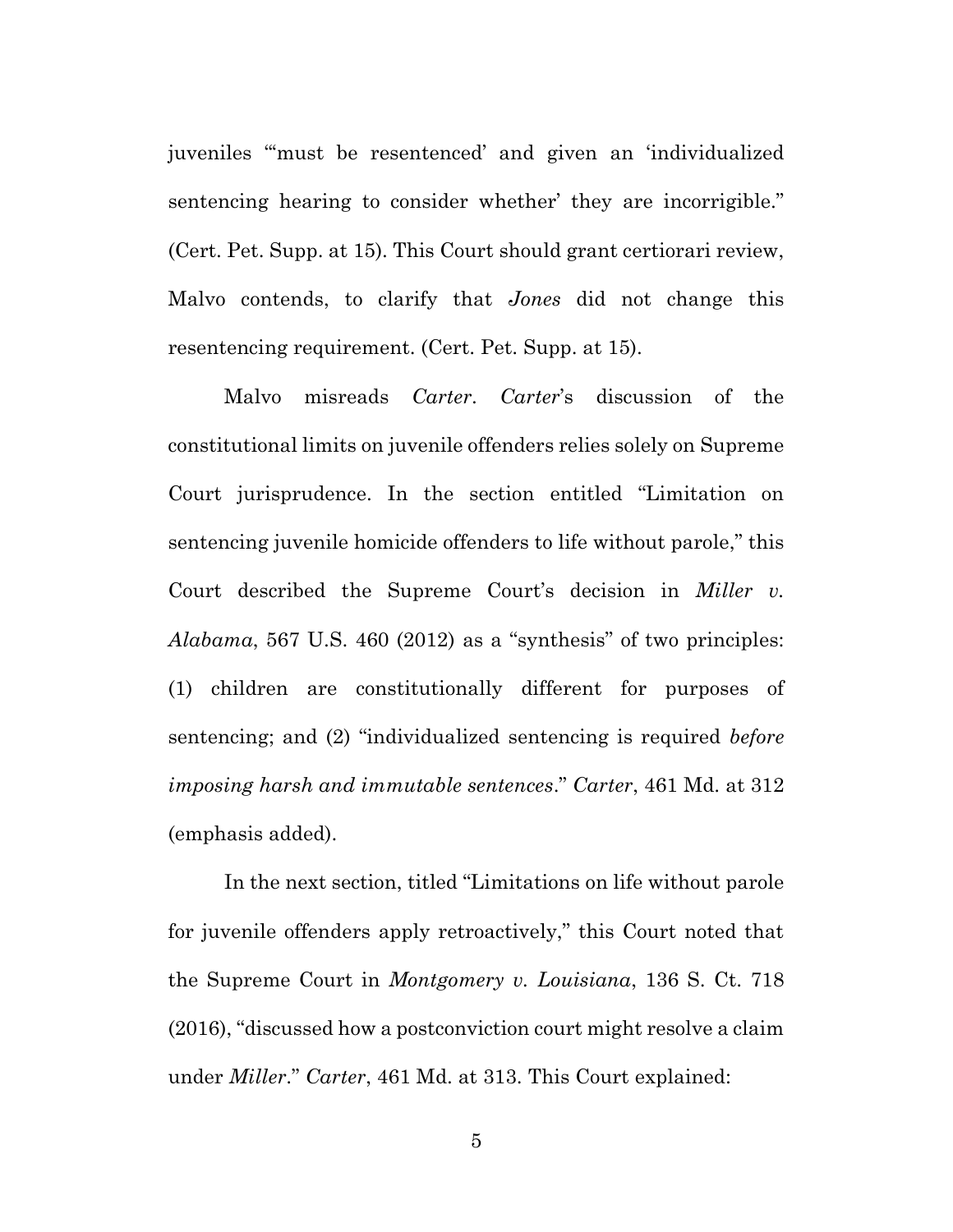juveniles "'must be resentenced' and given an 'individualized sentencing hearing to consider whether' they are incorrigible." (Cert. Pet. Supp. at 15). This Court should grant certiorari review, Malvo contends, to clarify that *Jones* did not change this resentencing requirement. (Cert. Pet. Supp. at 15).

Malvo misreads *Carter*. *Carter*'s discussion of the constitutional limits on juvenile offenders relies solely on Supreme Court jurisprudence. In the section entitled "Limitation on sentencing juvenile homicide offenders to life without parole," this Court described the Supreme Court's decision in *Miller v. Alabama*, 567 U.S. 460 (2012) as a "synthesis" of two principles: (1) children are constitutionally different for purposes of sentencing; and (2) "individualized sentencing is required *before imposing harsh and immutable sentences*." *Carter*, 461 Md. at 312 (emphasis added).

In the next section, titled "Limitations on life without parole for juvenile offenders apply retroactively," this Court noted that the Supreme Court in *Montgomery v. Louisiana*, 136 S. Ct. 718 (2016), "discussed how a postconviction court might resolve a claim under *Miller*." *Carter*, 461 Md. at 313. This Court explained: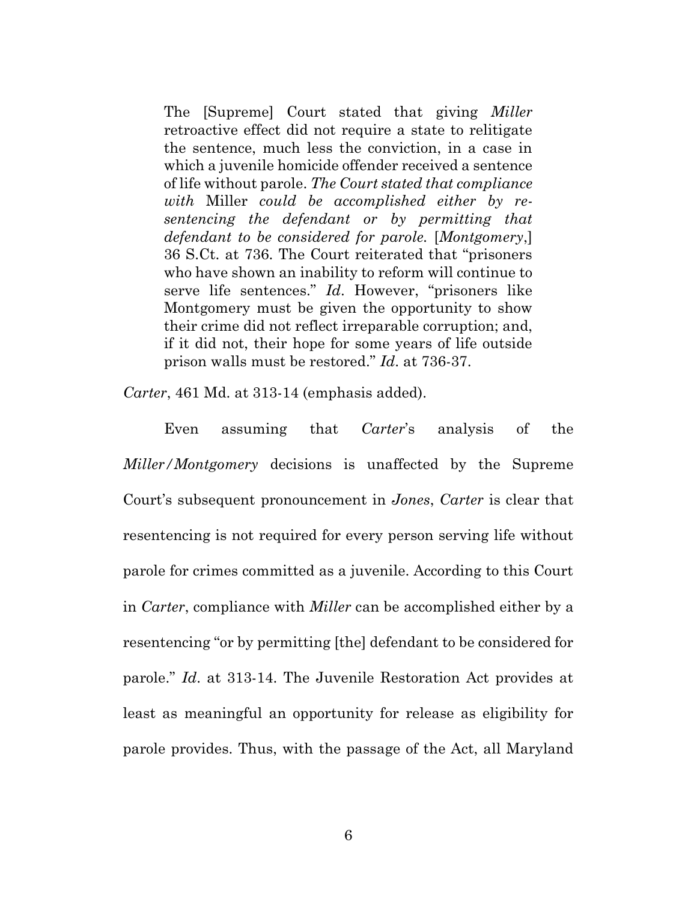> The [Supreme] Court stated that giving *Miller* retroactive effect did not require a state to relitigate the sentence, much less the conviction, in a case in which a juvenile homicide offender received a sentence of life without parole. *The Court stated that compliance with* Miller *could be accomplished either by re-sentencing the defendant or by permitting that defendant to be considered for parole.* [*Montgomery*,] 36 S.Ct. at 736. The Court reiterated that "prisoners who have shown an inability to reform will continue to serve life sentences." *Id*. However, "prisoners like Montgomery must be given the opportunity to show their crime did not reflect irreparable corruption; and, if it did not, their hope for some years of life outside prison walls must be restored." *Id*. at 736-37.

*Carter*, 461 Md. at 313-14 (emphasis added).

Even assuming that *Carter*'s analysis of the *Miller/Montgomery* decisions is unaffected by the Supreme Court's subsequent pronouncement in *Jones*, *Carter* is clear that resentencing is not required for every person serving life without parole for crimes committed as a juvenile. According to this Court in *Carter*, compliance with *Miller* can be accomplished either by a resentencing "or by permitting [the] defendant to be considered for parole." *Id*. at 313-14. The Juvenile Restoration Act provides at least as meaningful an opportunity for release as eligibility for parole provides. Thus, with the passage of the Act, all Maryland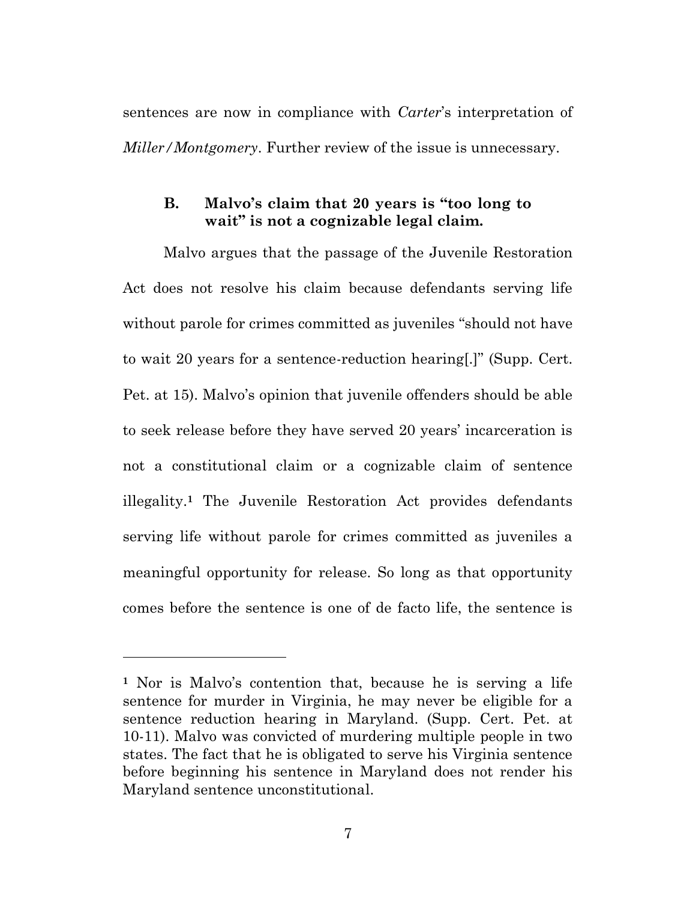sentences are now in compliance with *Carter*'s interpretation of *Miller/Montgomery*. Further review of the issue is unnecessary.

### B. Malvo's claim that 20 years is "too long to wait" is not a cognizable legal claim.

Malvo argues that the passage of the Juvenile Restoration Act does not resolve his claim because defendants serving life without parole for crimes committed as juveniles "should not have to wait 20 years for a sentence-reduction hearing[.]" (Supp. Cert. Pet. at 15). Malvo's opinion that juvenile offenders should be able to seek release before they have served 20 years' incarceration is not a constitutional claim or a cognizable claim of sentence illegality.[1] The Juvenile Restoration Act provides defendants serving life without parole for crimes committed as juveniles a meaningful opportunity for release. So long as that opportunity comes before the sentence is one of de facto life, the sentence is

---

[1] Nor is Malvo's contention that, because he is serving a life sentence for murder in Virginia, he may never be eligible for a sentence reduction hearing in Maryland. (Supp. Cert. Pet. at 10-11). Malvo was convicted of murdering multiple people in two states. The fact that he is obligated to serve his Virginia sentence before beginning his sentence in Maryland does not render his Maryland sentence unconstitutional.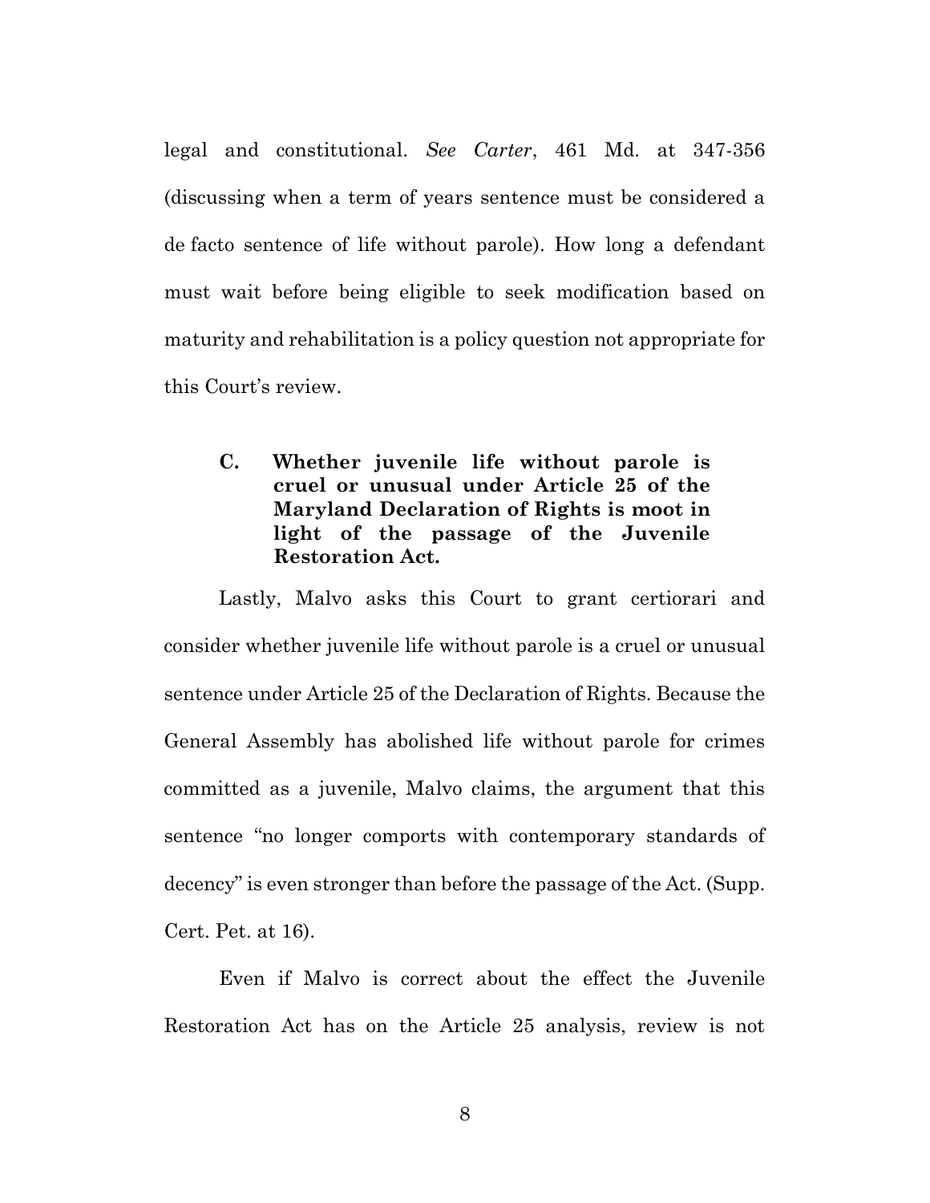legal and constitutional. *See Carter*, 461 Md. at 347-356 (discussing when a term of years sentence must be considered a de facto sentence of life without parole). How long a defendant must wait before being eligible to seek modification based on maturity and rehabilitation is a policy question not appropriate for this Court's review.

### C. Whether juvenile life without parole is cruel or unusual under Article 25 of the Maryland Declaration of Rights is moot in light of the passage of the Juvenile Restoration Act.

Lastly, Malvo asks this Court to grant certiorari and consider whether juvenile life without parole is a cruel or unusual sentence under Article 25 of the Declaration of Rights. Because the General Assembly has abolished life without parole for crimes committed as a juvenile, Malvo claims, the argument that this sentence "no longer comports with contemporary standards of decency" is even stronger than before the passage of the Act. (Supp. Cert. Pet. at 16).

Even if Malvo is correct about the effect the Juvenile Restoration Act has on the Article 25 analysis, review is not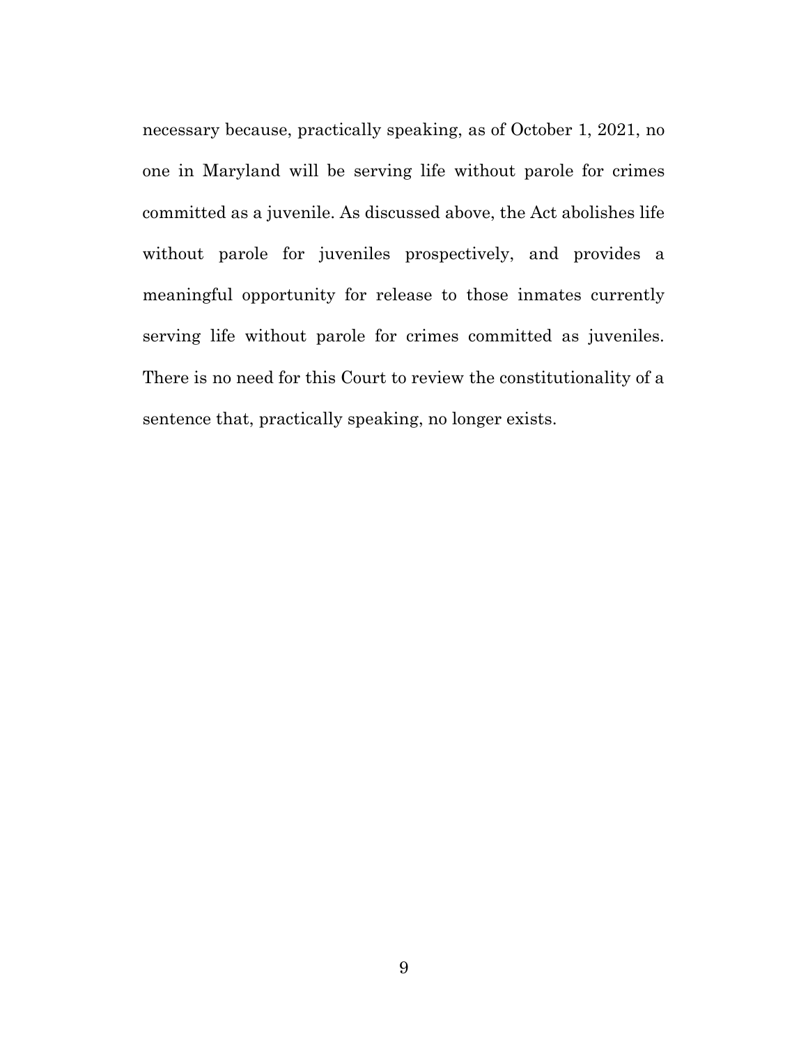necessary because, practically speaking, as of October 1, 2021, no one in Maryland will be serving life without parole for crimes committed as a juvenile. As discussed above, the Act abolishes life without parole for juveniles prospectively, and provides a meaningful opportunity for release to those inmates currently serving life without parole for crimes committed as juveniles. There is no need for this Court to review the constitutionality of a sentence that, practically speaking, no longer exists.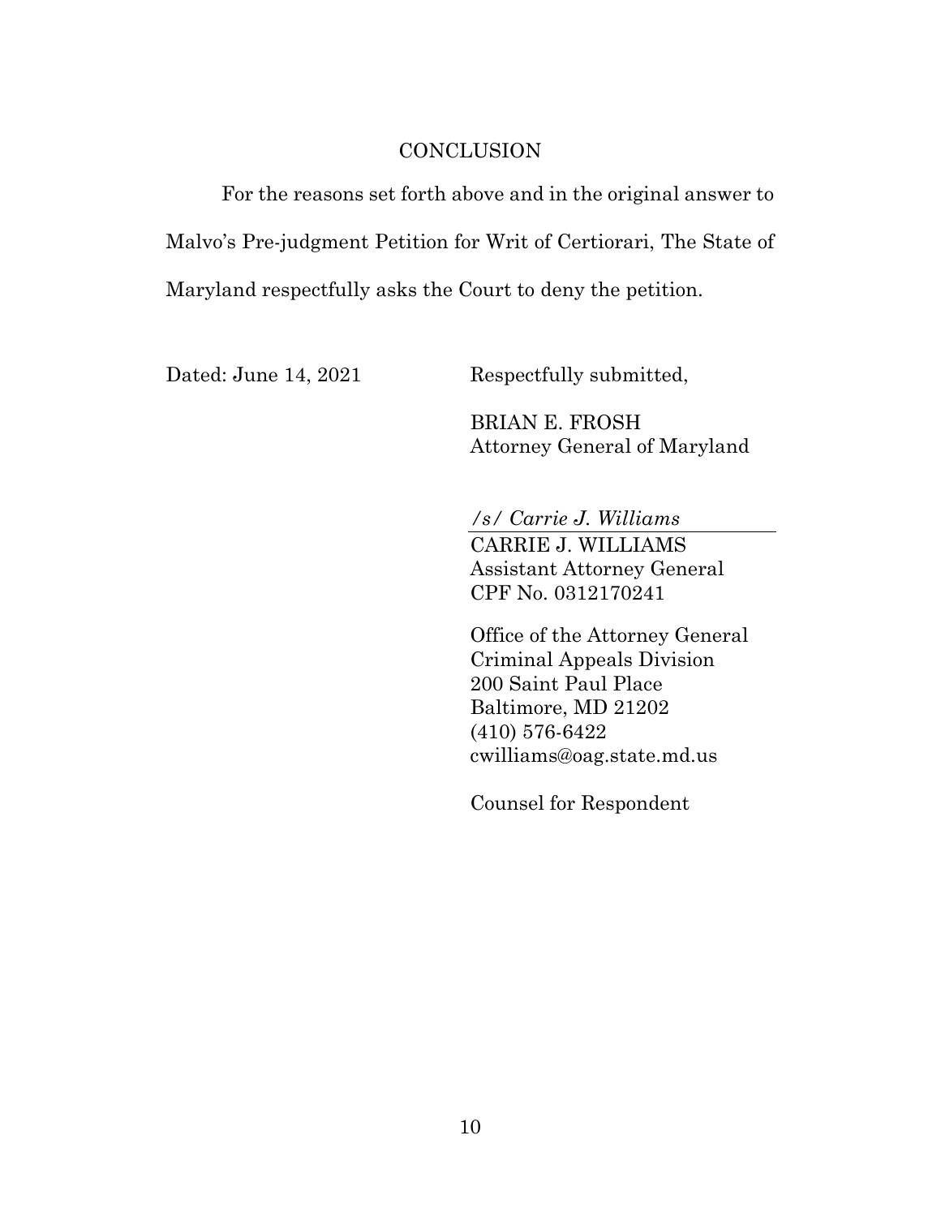# CONCLUSION

For the reasons set forth above and in the original answer to Malvo's Pre-judgment Petition for Writ of Certiorari, The State of Maryland respectfully asks the Court to deny the petition.

Dated: June 14, 2021

Respectfully submitted,

BRIAN E. FROSH
Attorney General of Maryland

*/s/ Carrie J. Williams*

CARRIE J. WILLIAMS
Assistant Attorney General
CPF No. 0312170241

Office of the Attorney General
Criminal Appeals Division
200 Saint Paul Place
Baltimore, MD 21202
(410) 576-6422
cwilliams@oag.state.md.us

Counsel for Respondent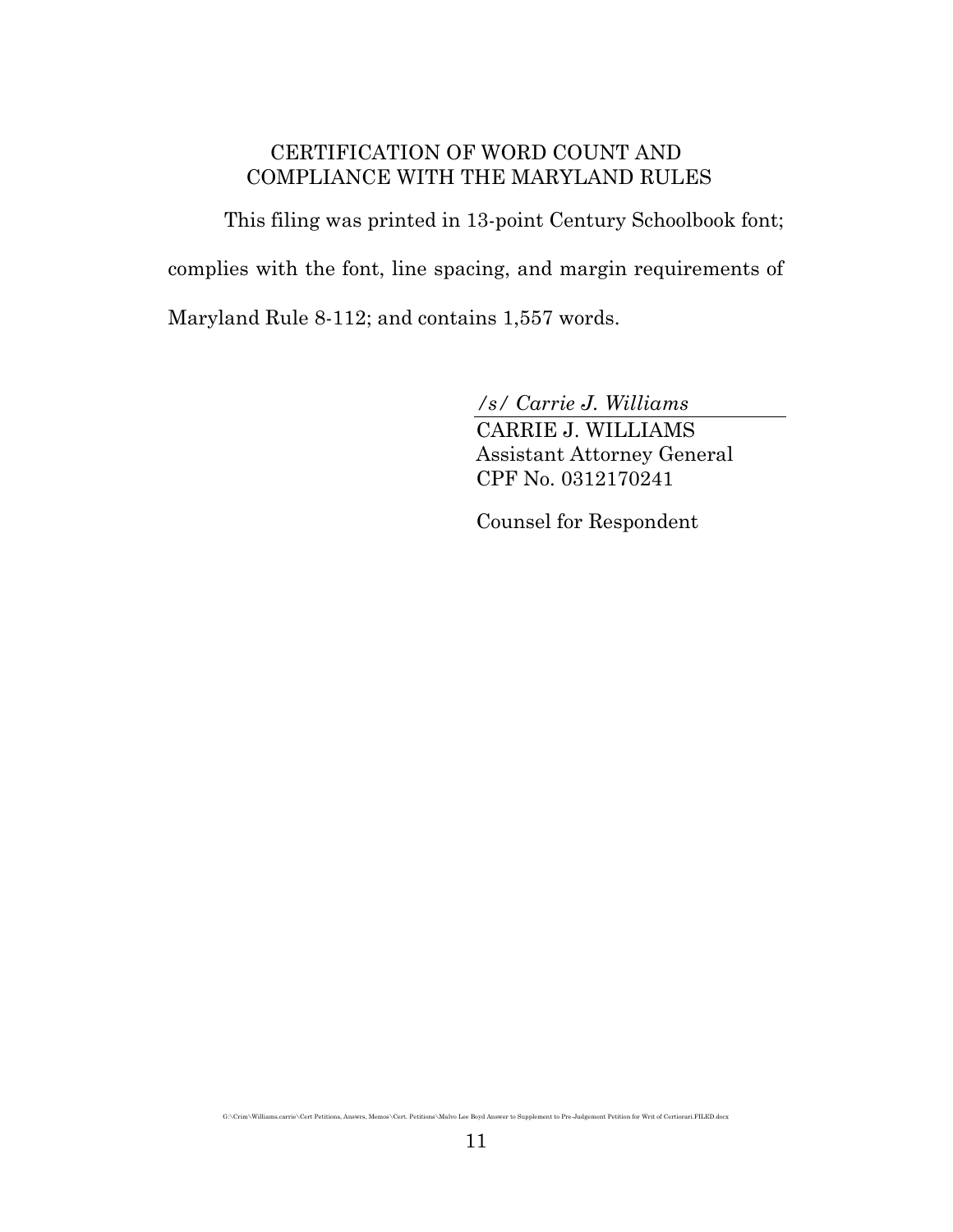## CERTIFICATION OF WORD COUNT AND COMPLIANCE WITH THE MARYLAND RULES

This filing was printed in 13-point Century Schoolbook font; complies with the font, line spacing, and margin requirements of Maryland Rule 8-112; and contains 1,557 words.

*/s/ Carrie J. Williams*
CARRIE J. WILLIAMS
Assistant Attorney General
CPF No. 0312170241

Counsel for Respondent

G:\Crim\Williams.carrie\Cert Petitions, Answrs, Memos\Cert. Petitions\Malvo Lee Boyd Answer to Supplement to Pre-Judgement Petition for Writ of Certiorari.FILED.docx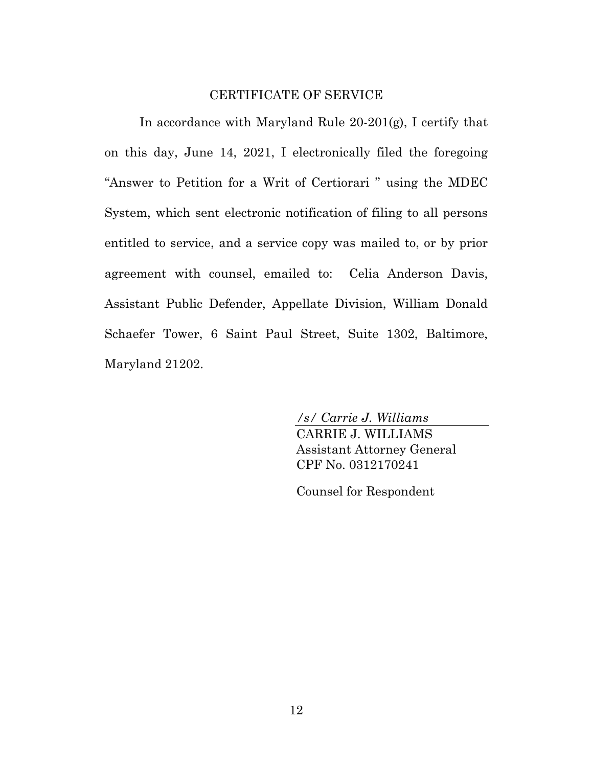## CERTIFICATE OF SERVICE

In accordance with Maryland Rule 20-201(g), I certify that on this day, June 14, 2021, I electronically filed the foregoing "Answer to Petition for a Writ of Certiorari " using the MDEC System, which sent electronic notification of filing to all persons entitled to service, and a service copy was mailed to, or by prior agreement with counsel, emailed to: Celia Anderson Davis, Assistant Public Defender, Appellate Division, William Donald Schaefer Tower, 6 Saint Paul Street, Suite 1302, Baltimore, Maryland 21202.

*/s/ Carrie J. Williams*
CARRIE J. WILLIAMS
Assistant Attorney General
CPF No. 0312170241

Counsel for Respondent